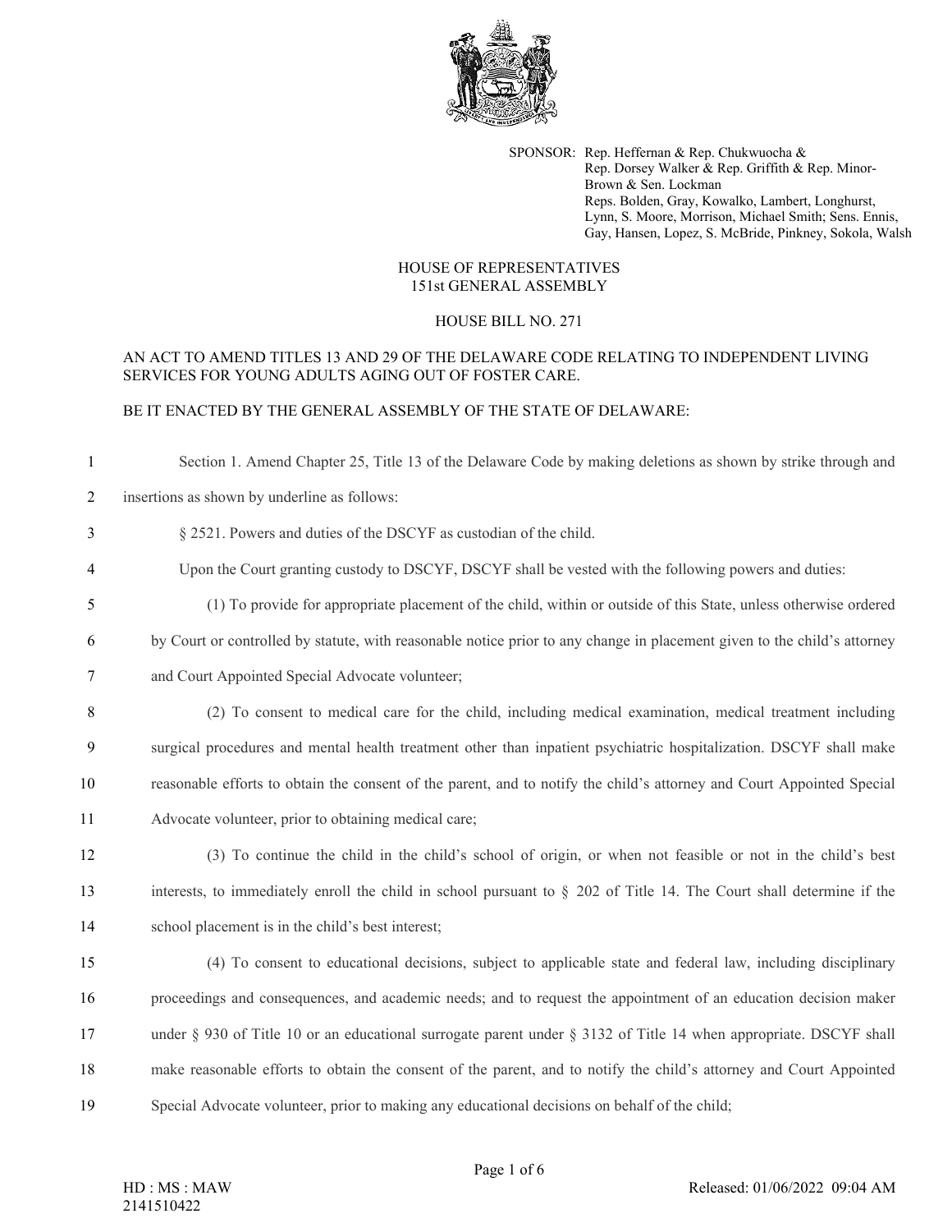SPONSOR: Rep. Heffernan & Rep. Chukwuocha & Rep. Dorsey Walker & Rep. Griffith & Rep. Minor-Brown & Sen. Lockman
Reps. Bolden, Gray, Kowalko, Lambert, Longhurst, Lynn, S. Moore, Morrison, Michael Smith; Sens. Ennis, Gay, Hansen, Lopez, S. McBride, Pinkney, Sokola, Walsh

HOUSE OF REPRESENTATIVES
151st GENERAL ASSEMBLY

HOUSE BILL NO. 271

AN ACT TO AMEND TITLES 13 AND 29 OF THE DELAWARE CODE RELATING TO INDEPENDENT LIVING SERVICES FOR YOUNG ADULTS AGING OUT OF FOSTER CARE.

BE IT ENACTED BY THE GENERAL ASSEMBLY OF THE STATE OF DELAWARE:

1 Section 1. Amend Chapter 25, Title 13 of the Delaware Code by making deletions as shown by strike through and
2 insertions as shown by underline as follows:

3 § 2521. Powers and duties of the DSCYF as custodian of the child.

4 Upon the Court granting custody to DSCYF, DSCYF shall be vested with the following powers and duties:

5 (1) To provide for appropriate placement of the child, within or outside of this State, unless otherwise ordered
6 by Court or controlled by statute, with reasonable notice prior to any change in placement given to the child's attorney
7 and Court Appointed Special Advocate volunteer;

8 (2) To consent to medical care for the child, including medical examination, medical treatment including
9 surgical procedures and mental health treatment other than inpatient psychiatric hospitalization. DSCYF shall make
10 reasonable efforts to obtain the consent of the parent, and to notify the child's attorney and Court Appointed Special
11 Advocate volunteer, prior to obtaining medical care;

12 (3) To continue the child in the child's school of origin, or when not feasible or not in the child's best
13 interests, to immediately enroll the child in school pursuant to § 202 of Title 14. The Court shall determine if the
14 school placement is in the child's best interest;

15 (4) To consent to educational decisions, subject to applicable state and federal law, including disciplinary
16 proceedings and consequences, and academic needs; and to request the appointment of an education decision maker
17 under § 930 of Title 10 or an educational surrogate parent under § 3132 of Title 14 when appropriate. DSCYF shall
18 make reasonable efforts to obtain the consent of the parent, and to notify the child's attorney and Court Appointed
19 Special Advocate volunteer, prior to making any educational decisions on behalf of the child;

HD : MS : MAW
2141510422

Released: 01/06/2022 09:04 AM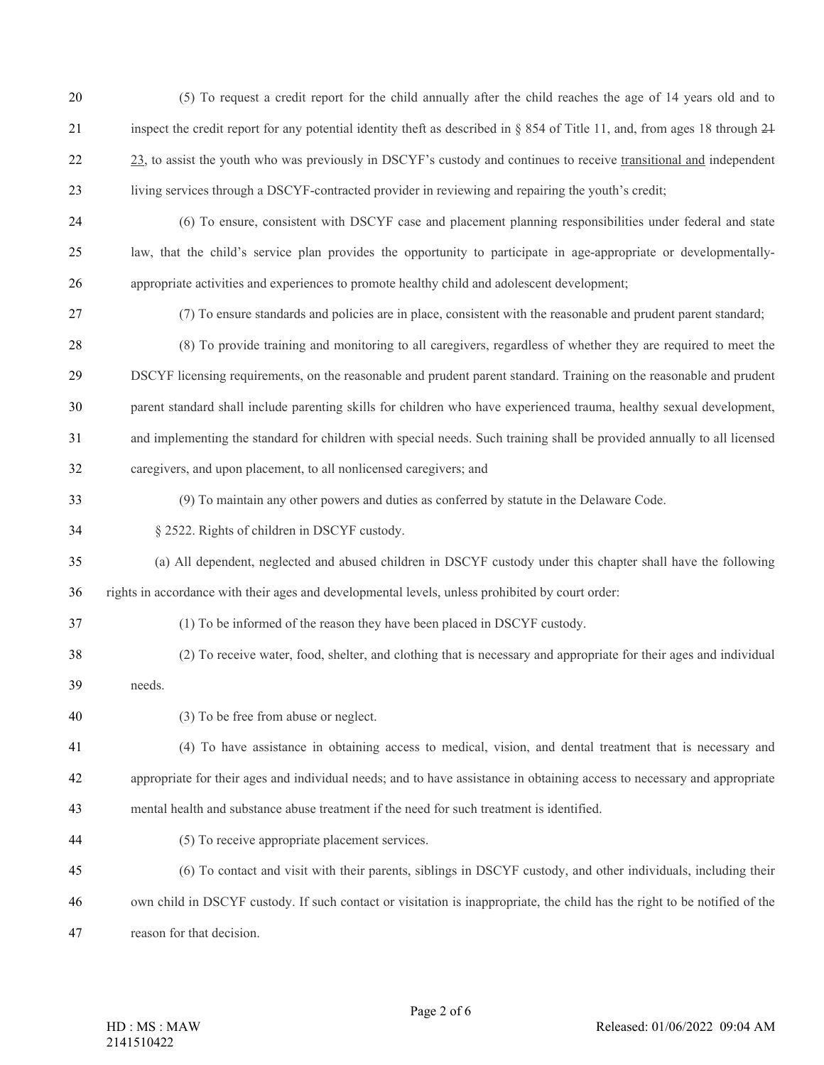(5) To request a credit report for the child annually after the child reaches the age of 14 years old and to inspect the credit report for any potential identity theft as described in § 854 of Title 11, and, from ages 18 through ~~21~~ <u>23</u>, to assist the youth who was previously in DSCYF's custody and continues to receive <u>transitional and</u> independent living services through a DSCYF-contracted provider in reviewing and repairing the youth's credit;

(6) To ensure, consistent with DSCYF case and placement planning responsibilities under federal and state law, that the child's service plan provides the opportunity to participate in age-appropriate or developmentally-appropriate activities and experiences to promote healthy child and adolescent development;

(7) To ensure standards and policies are in place, consistent with the reasonable and prudent parent standard;

(8) To provide training and monitoring to all caregivers, regardless of whether they are required to meet the DSCYF licensing requirements, on the reasonable and prudent parent standard. Training on the reasonable and prudent parent standard shall include parenting skills for children who have experienced trauma, healthy sexual development, and implementing the standard for children with special needs. Such training shall be provided annually to all licensed caregivers, and upon placement, to all nonlicensed caregivers; and

(9) To maintain any other powers and duties as conferred by statute in the Delaware Code.

§ 2522. Rights of children in DSCYF custody.

(a) All dependent, neglected and abused children in DSCYF custody under this chapter shall have the following rights in accordance with their ages and developmental levels, unless prohibited by court order:

(1) To be informed of the reason they have been placed in DSCYF custody.

(2) To receive water, food, shelter, and clothing that is necessary and appropriate for their ages and individual needs.

(3) To be free from abuse or neglect.

(4) To have assistance in obtaining access to medical, vision, and dental treatment that is necessary and appropriate for their ages and individual needs; and to have assistance in obtaining access to necessary and appropriate mental health and substance abuse treatment if the need for such treatment is identified.

(5) To receive appropriate placement services.

(6) To contact and visit with their parents, siblings in DSCYF custody, and other individuals, including their own child in DSCYF custody. If such contact or visitation is inappropriate, the child has the right to be notified of the reason for that decision.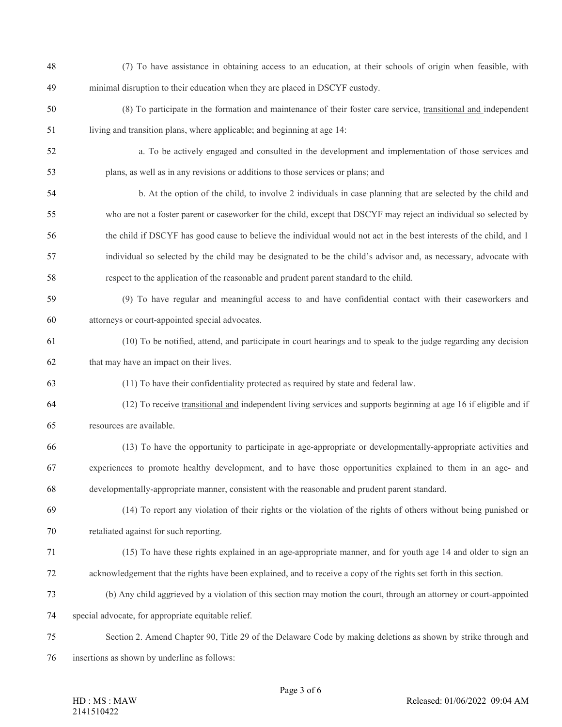(7) To have assistance in obtaining access to an education, at their schools of origin when feasible, with minimal disruption to their education when they are placed in DSCYF custody.

(8) To participate in the formation and maintenance of their foster care service, <u>transitional and</u> independent living and transition plans, where applicable; and beginning at age 14:

a. To be actively engaged and consulted in the development and implementation of those services and plans, as well as in any revisions or additions to those services or plans; and

b. At the option of the child, to involve 2 individuals in case planning that are selected by the child and who are not a foster parent or caseworker for the child, except that DSCYF may reject an individual so selected by the child if DSCYF has good cause to believe the individual would not act in the best interests of the child, and 1 individual so selected by the child may be designated to be the child's advisor and, as necessary, advocate with respect to the application of the reasonable and prudent parent standard to the child.

(9) To have regular and meaningful access to and have confidential contact with their caseworkers and attorneys or court-appointed special advocates.

(10) To be notified, attend, and participate in court hearings and to speak to the judge regarding any decision that may have an impact on their lives.

(11) To have their confidentiality protected as required by state and federal law.

(12) To receive <u>transitional and</u> independent living services and supports beginning at age 16 if eligible and if resources are available.

(13) To have the opportunity to participate in age-appropriate or developmentally-appropriate activities and experiences to promote healthy development, and to have those opportunities explained to them in an age- and developmentally-appropriate manner, consistent with the reasonable and prudent parent standard.

(14) To report any violation of their rights or the violation of the rights of others without being punished or retaliated against for such reporting.

(15) To have these rights explained in an age-appropriate manner, and for youth age 14 and older to sign an acknowledgement that the rights have been explained, and to receive a copy of the rights set forth in this section.

(b) Any child aggrieved by a violation of this section may motion the court, through an attorney or court-appointed special advocate, for appropriate equitable relief.

Section 2. Amend Chapter 90, Title 29 of the Delaware Code by making deletions as shown by strike through and insertions as shown by underline as follows: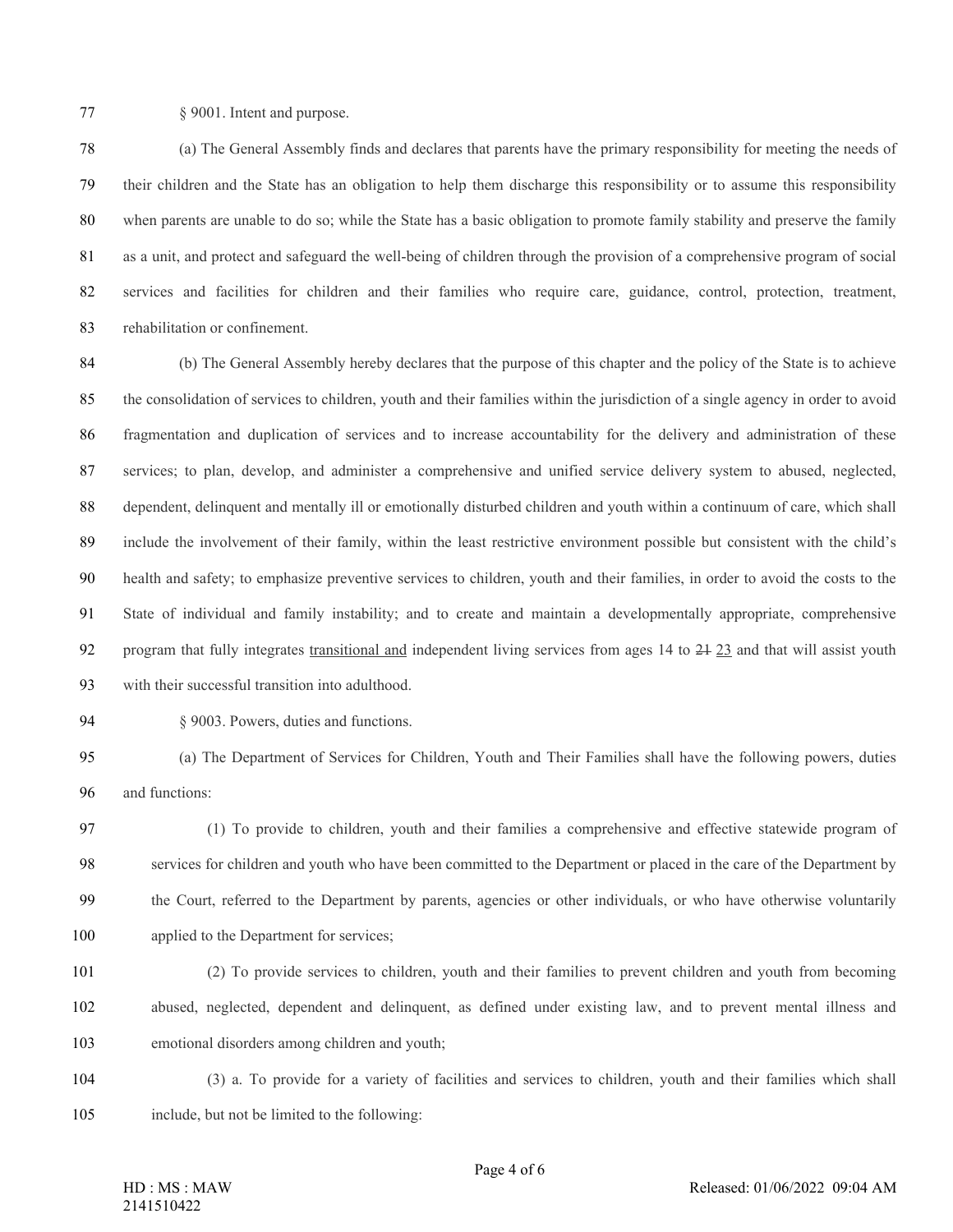§ 9001. Intent and purpose.

(a) The General Assembly finds and declares that parents have the primary responsibility for meeting the needs of their children and the State has an obligation to help them discharge this responsibility or to assume this responsibility when parents are unable to do so; while the State has a basic obligation to promote family stability and preserve the family as a unit, and protect and safeguard the well-being of children through the provision of a comprehensive program of social services and facilities for children and their families who require care, guidance, control, protection, treatment, rehabilitation or confinement.

(b) The General Assembly hereby declares that the purpose of this chapter and the policy of the State is to achieve the consolidation of services to children, youth and their families within the jurisdiction of a single agency in order to avoid fragmentation and duplication of services and to increase accountability for the delivery and administration of these services; to plan, develop, and administer a comprehensive and unified service delivery system to abused, neglected, dependent, delinquent and mentally ill or emotionally disturbed children and youth within a continuum of care, which shall include the involvement of their family, within the least restrictive environment possible but consistent with the child's health and safety; to emphasize preventive services to children, youth and their families, in order to avoid the costs to the State of individual and family instability; and to create and maintain a developmentally appropriate, comprehensive program that fully integrates <u>transitional and</u> independent living services from ages 14 to ~~21~~ <u>23</u> and that will assist youth with their successful transition into adulthood.

§ 9003. Powers, duties and functions.

(a) The Department of Services for Children, Youth and Their Families shall have the following powers, duties and functions:

(1) To provide to children, youth and their families a comprehensive and effective statewide program of services for children and youth who have been committed to the Department or placed in the care of the Department by the Court, referred to the Department by parents, agencies or other individuals, or who have otherwise voluntarily applied to the Department for services;

(2) To provide services to children, youth and their families to prevent children and youth from becoming abused, neglected, dependent and delinquent, as defined under existing law, and to prevent mental illness and emotional disorders among children and youth;

(3) a. To provide for a variety of facilities and services to children, youth and their families which shall include, but not be limited to the following: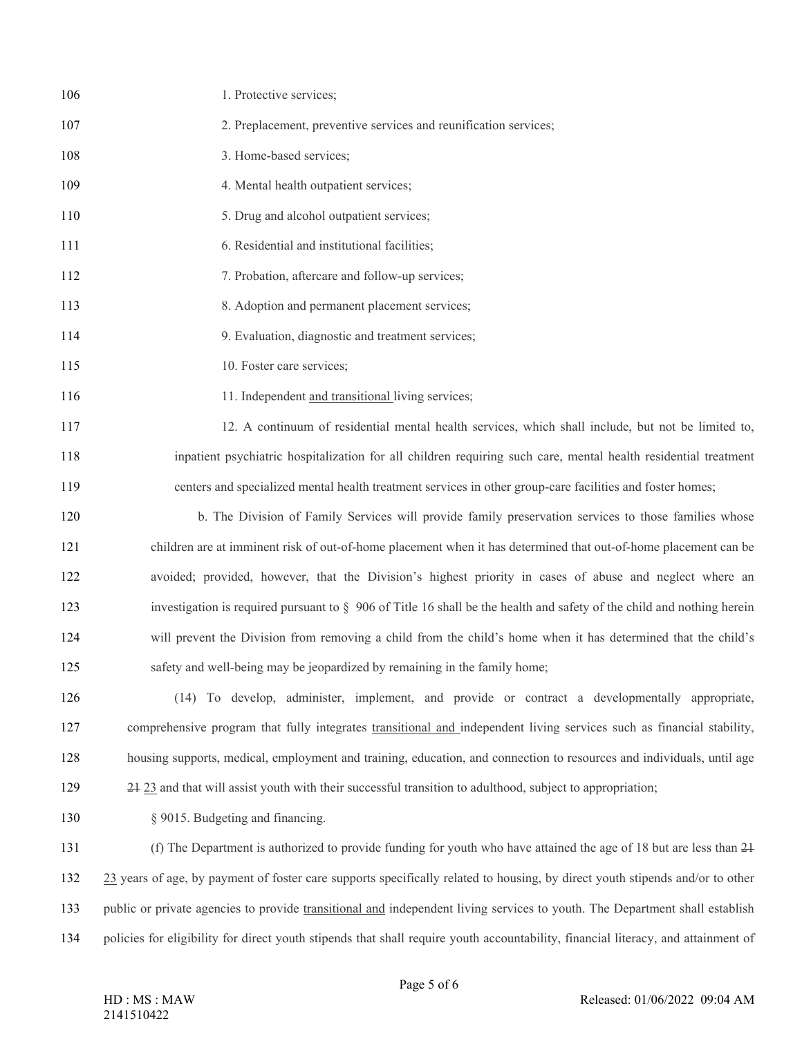1. Protective services;

2. Preplacement, preventive services and reunification services;

3. Home-based services;

4. Mental health outpatient services;

5. Drug and alcohol outpatient services;

6. Residential and institutional facilities;

7. Probation, aftercare and follow-up services;

8. Adoption and permanent placement services;

9. Evaluation, diagnostic and treatment services;

10. Foster care services;

11. Independent <u>and transitional</u> living services;

12. A continuum of residential mental health services, which shall include, but not be limited to, inpatient psychiatric hospitalization for all children requiring such care, mental health residential treatment centers and specialized mental health treatment services in other group-care facilities and foster homes;

b. The Division of Family Services will provide family preservation services to those families whose children are at imminent risk of out-of-home placement when it has determined that out-of-home placement can be avoided; provided, however, that the Division's highest priority in cases of abuse and neglect where an investigation is required pursuant to § 906 of Title 16 shall be the health and safety of the child and nothing herein will prevent the Division from removing a child from the child's home when it has determined that the child's safety and well-being may be jeopardized by remaining in the family home;

(14) To develop, administer, implement, and provide or contract a developmentally appropriate, comprehensive program that fully integrates <u>transitional and</u> independent living services such as financial stability, housing supports, medical, employment and training, education, and connection to resources and individuals, until age ~~21~~ <u>23</u> and that will assist youth with their successful transition to adulthood, subject to appropriation;

§ 9015. Budgeting and financing.

(f) The Department is authorized to provide funding for youth who have attained the age of 18 but are less than ~~21~~ <u>23</u> years of age, by payment of foster care supports specifically related to housing, by direct youth stipends and/or to other public or private agencies to provide <u>transitional and</u> independent living services to youth. The Department shall establish policies for eligibility for direct youth stipends that shall require youth accountability, financial literacy, and attainment of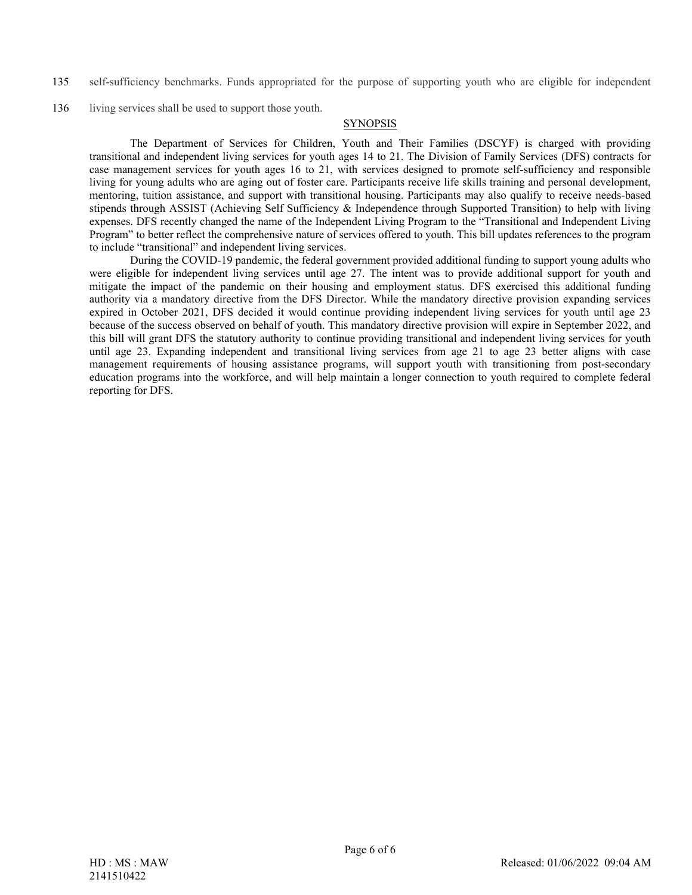135 self-sufficiency benchmarks. Funds appropriated for the purpose of supporting youth who are eligible for independent

136 living services shall be used to support those youth.

## SYNOPSIS

The Department of Services for Children, Youth and Their Families (DSCYF) is charged with providing transitional and independent living services for youth ages 14 to 21. The Division of Family Services (DFS) contracts for case management services for youth ages 16 to 21, with services designed to promote self-sufficiency and responsible living for young adults who are aging out of foster care. Participants receive life skills training and personal development, mentoring, tuition assistance, and support with transitional housing. Participants may also qualify to receive needs-based stipends through ASSIST (Achieving Self Sufficiency & Independence through Supported Transition) to help with living expenses. DFS recently changed the name of the Independent Living Program to the "Transitional and Independent Living Program" to better reflect the comprehensive nature of services offered to youth. This bill updates references to the program to include "transitional" and independent living services.

During the COVID-19 pandemic, the federal government provided additional funding to support young adults who were eligible for independent living services until age 27. The intent was to provide additional support for youth and mitigate the impact of the pandemic on their housing and employment status. DFS exercised this additional funding authority via a mandatory directive from the DFS Director. While the mandatory directive provision expanding services expired in October 2021, DFS decided it would continue providing independent living services for youth until age 23 because of the success observed on behalf of youth. This mandatory directive provision will expire in September 2022, and this bill will grant DFS the statutory authority to continue providing transitional and independent living services for youth until age 23. Expanding independent and transitional living services from age 21 to age 23 better aligns with case management requirements of housing assistance programs, will support youth with transitioning from post-secondary education programs into the workforce, and will help maintain a longer connection to youth required to complete federal reporting for DFS.

HD : MS : MAW
2141510422

Released: 01/06/2022 09:04 AM